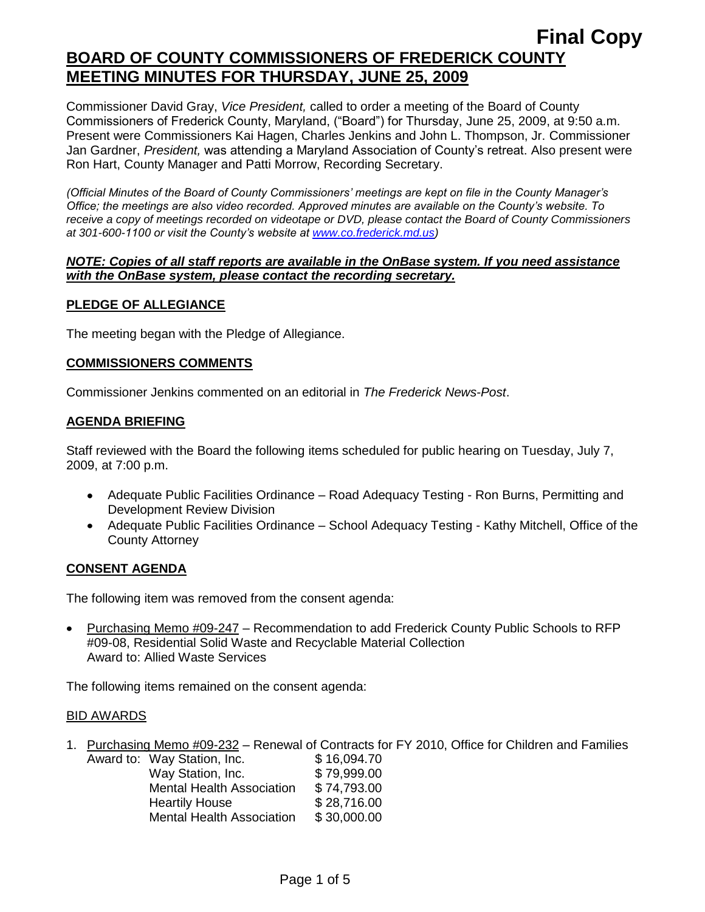**Final Copy**

# BOARD OF COUNTY COMMISSIONERS OF FREDERICK COUNTY MEETING MINUTES FOR THURSDAY, JUNE 25, 2009

Commissioner David Gray, *Vice President,* called to order a meeting of the Board of County Commissioners of Frederick County, Maryland, ("Board") for Thursday, June 25, 2009, at 9:50 a.m. Present were Commissioners Kai Hagen, Charles Jenkins and John L. Thompson, Jr. Commissioner Jan Gardner, *President,* was attending a Maryland Association of County's retreat. Also present were Ron Hart, County Manager and Patti Morrow, Recording Secretary.

*(Official Minutes of the Board of County Commissioners' meetings are kept on file in the County Manager's Office; the meetings are also video recorded. Approved minutes are available on the County's website. To receive a copy of meetings recorded on videotape or DVD, please contact the Board of County Commissioners at 301-600-1100 or visit the County's website at www.co.frederick.md.us)*

***NOTE: Copies of all staff reports are available in the OnBase system. If you need assistance with the OnBase system, please contact the recording secretary.***

## PLEDGE OF ALLEGIANCE

The meeting began with the Pledge of Allegiance.

## COMMISSIONERS COMMENTS

Commissioner Jenkins commented on an editorial in *The Frederick News-Post*.

## AGENDA BRIEFING

Staff reviewed with the Board the following items scheduled for public hearing on Tuesday, July 7, 2009, at 7:00 p.m.

- Adequate Public Facilities Ordinance – Road Adequacy Testing - Ron Burns, Permitting and Development Review Division
- Adequate Public Facilities Ordinance – School Adequacy Testing - Kathy Mitchell, Office of the County Attorney

## CONSENT AGENDA

The following item was removed from the consent agenda:

- Purchasing Memo #09-247 – Recommendation to add Frederick County Public Schools to RFP #09-08, Residential Solid Waste and Recyclable Material Collection
  Award to: Allied Waste Services

The following items remained on the consent agenda:

### BID AWARDS

1. Purchasing Memo #09-232 – Renewal of Contracts for FY 2010, Office for Children and Families

| Award to: | |
|---|---|
| Way Station, Inc. | $ 16,094.70 |
| Way Station, Inc. | $ 79,999.00 |
| Mental Health Association | $ 74,793.00 |
| Heartily House | $ 28,716.00 |
| Mental Health Association | $ 30,000.00 |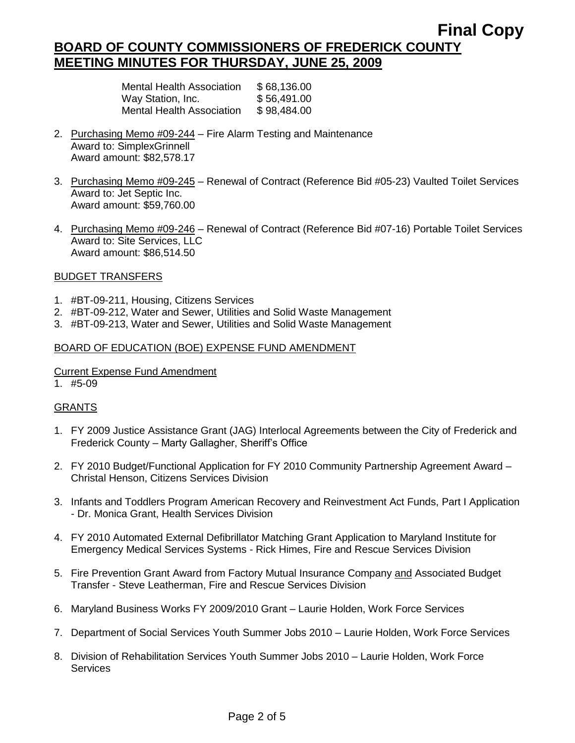| | |
|---|---|
| Mental Health Association | $ 68,136.00 |
| Way Station, Inc. | $ 56,491.00 |
| Mental Health Association | $ 98,484.00 |

2. Purchasing Memo #09-244 – Fire Alarm Testing and Maintenance
   Award to: SimplexGrinnell
   Award amount: $82,578.17

3. Purchasing Memo #09-245 – Renewal of Contract (Reference Bid #05-23) Vaulted Toilet Services
   Award to: Jet Septic Inc.
   Award amount: $59,760.00

4. Purchasing Memo #09-246 – Renewal of Contract (Reference Bid #07-16) Portable Toilet Services
   Award to: Site Services, LLC
   Award amount: $86,514.50

BUDGET TRANSFERS

1. #BT-09-211, Housing, Citizens Services
2. #BT-09-212, Water and Sewer, Utilities and Solid Waste Management
3. #BT-09-213, Water and Sewer, Utilities and Solid Waste Management

BOARD OF EDUCATION (BOE) EXPENSE FUND AMENDMENT

Current Expense Fund Amendment

1. #5-09

GRANTS

1. FY 2009 Justice Assistance Grant (JAG) Interlocal Agreements between the City of Frederick and Frederick County – Marty Gallagher, Sheriff's Office
2. FY 2010 Budget/Functional Application for FY 2010 Community Partnership Agreement Award – Christal Henson, Citizens Services Division
3. Infants and Toddlers Program American Recovery and Reinvestment Act Funds, Part I Application - Dr. Monica Grant, Health Services Division
4. FY 2010 Automated External Defibrillator Matching Grant Application to Maryland Institute for Emergency Medical Services Systems - Rick Himes, Fire and Rescue Services Division
5. Fire Prevention Grant Award from Factory Mutual Insurance Company and Associated Budget Transfer - Steve Leatherman, Fire and Rescue Services Division
6. Maryland Business Works FY 2009/2010 Grant – Laurie Holden, Work Force Services
7. Department of Social Services Youth Summer Jobs 2010 – Laurie Holden, Work Force Services
8. Division of Rehabilitation Services Youth Summer Jobs 2010 – Laurie Holden, Work Force Services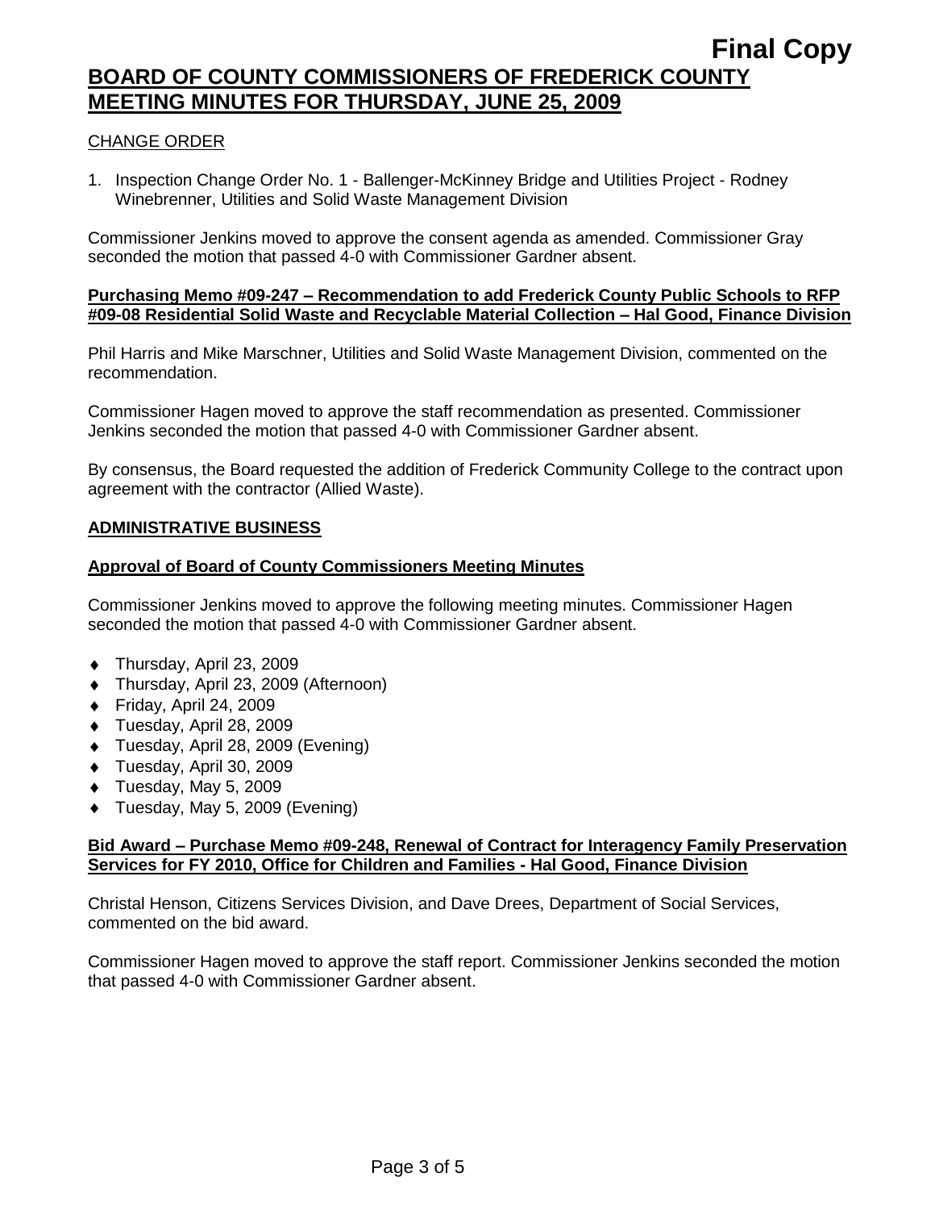CHANGE ORDER

1. Inspection Change Order No. 1 - Ballenger-McKinney Bridge and Utilities Project - Rodney Winebrenner, Utilities and Solid Waste Management Division

Commissioner Jenkins moved to approve the consent agenda as amended. Commissioner Gray seconded the motion that passed 4-0 with Commissioner Gardner absent.

**Purchasing Memo #09-247 – Recommendation to add Frederick County Public Schools to RFP #09-08 Residential Solid Waste and Recyclable Material Collection – Hal Good, Finance Division**

Phil Harris and Mike Marschner, Utilities and Solid Waste Management Division, commented on the recommendation.

Commissioner Hagen moved to approve the staff recommendation as presented. Commissioner Jenkins seconded the motion that passed 4-0 with Commissioner Gardner absent.

By consensus, the Board requested the addition of Frederick Community College to the contract upon agreement with the contractor (Allied Waste).

## ADMINISTRATIVE BUSINESS

**Approval of Board of County Commissioners Meeting Minutes**

Commissioner Jenkins moved to approve the following meeting minutes. Commissioner Hagen seconded the motion that passed 4-0 with Commissioner Gardner absent.

- Thursday, April 23, 2009
- Thursday, April 23, 2009 (Afternoon)
- Friday, April 24, 2009
- Tuesday, April 28, 2009
- Tuesday, April 28, 2009 (Evening)
- Tuesday, April 30, 2009
- Tuesday, May 5, 2009
- Tuesday, May 5, 2009 (Evening)

**Bid Award – Purchase Memo #09-248, Renewal of Contract for Interagency Family Preservation Services for FY 2010, Office for Children and Families - Hal Good, Finance Division**

Christal Henson, Citizens Services Division, and Dave Drees, Department of Social Services, commented on the bid award.

Commissioner Hagen moved to approve the staff report. Commissioner Jenkins seconded the motion that passed 4-0 with Commissioner Gardner absent.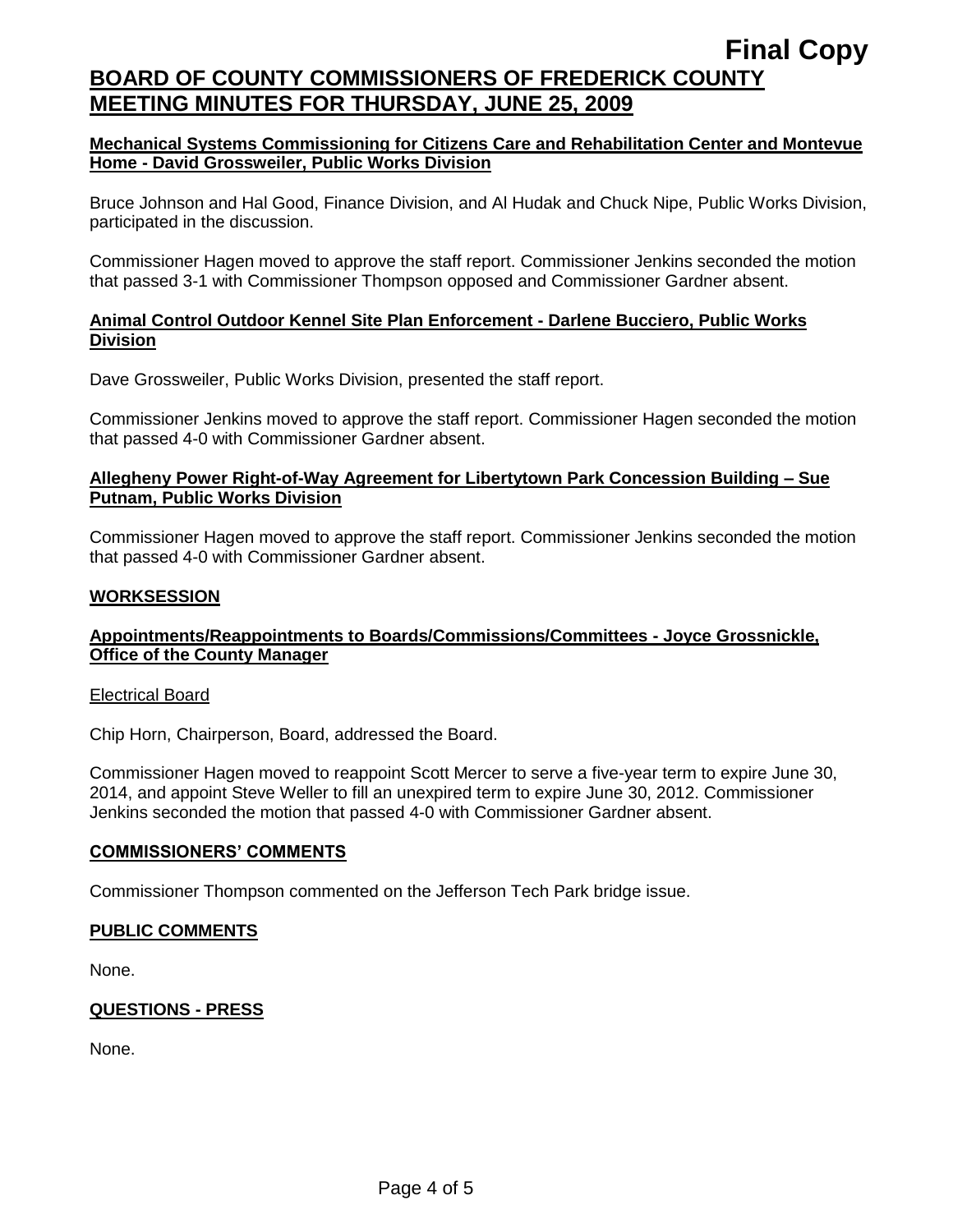**Mechanical Systems Commissioning for Citizens Care and Rehabilitation Center and Montevue Home - David Grossweiler, Public Works Division**

Bruce Johnson and Hal Good, Finance Division, and Al Hudak and Chuck Nipe, Public Works Division, participated in the discussion.

Commissioner Hagen moved to approve the staff report. Commissioner Jenkins seconded the motion that passed 3-1 with Commissioner Thompson opposed and Commissioner Gardner absent.

**Animal Control Outdoor Kennel Site Plan Enforcement - Darlene Bucciero, Public Works Division**

Dave Grossweiler, Public Works Division, presented the staff report.

Commissioner Jenkins moved to approve the staff report. Commissioner Hagen seconded the motion that passed 4-0 with Commissioner Gardner absent.

**Allegheny Power Right-of-Way Agreement for Libertytown Park Concession Building – Sue Putnam, Public Works Division**

Commissioner Hagen moved to approve the staff report. Commissioner Jenkins seconded the motion that passed 4-0 with Commissioner Gardner absent.

## WORKSESSION

**Appointments/Reappointments to Boards/Commissions/Committees - Joyce Grossnickle, Office of the County Manager**

Electrical Board

Chip Horn, Chairperson, Board, addressed the Board.

Commissioner Hagen moved to reappoint Scott Mercer to serve a five-year term to expire June 30, 2014, and appoint Steve Weller to fill an unexpired term to expire June 30, 2012. Commissioner Jenkins seconded the motion that passed 4-0 with Commissioner Gardner absent.

## COMMISSIONERS' COMMENTS

Commissioner Thompson commented on the Jefferson Tech Park bridge issue.

## PUBLIC COMMENTS

None.

## QUESTIONS - PRESS

None.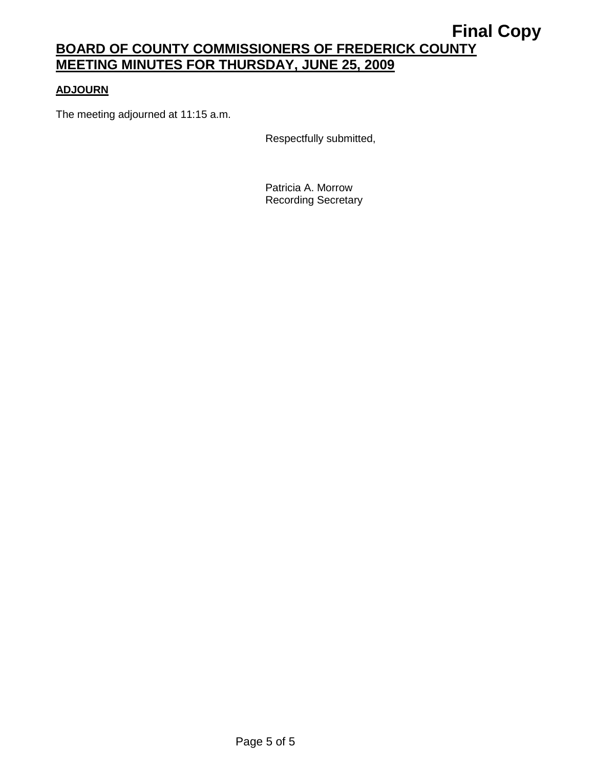**ADJOURN**

The meeting adjourned at 11:15 a.m.

Respectfully submitted,

Patricia A. Morrow
Recording Secretary